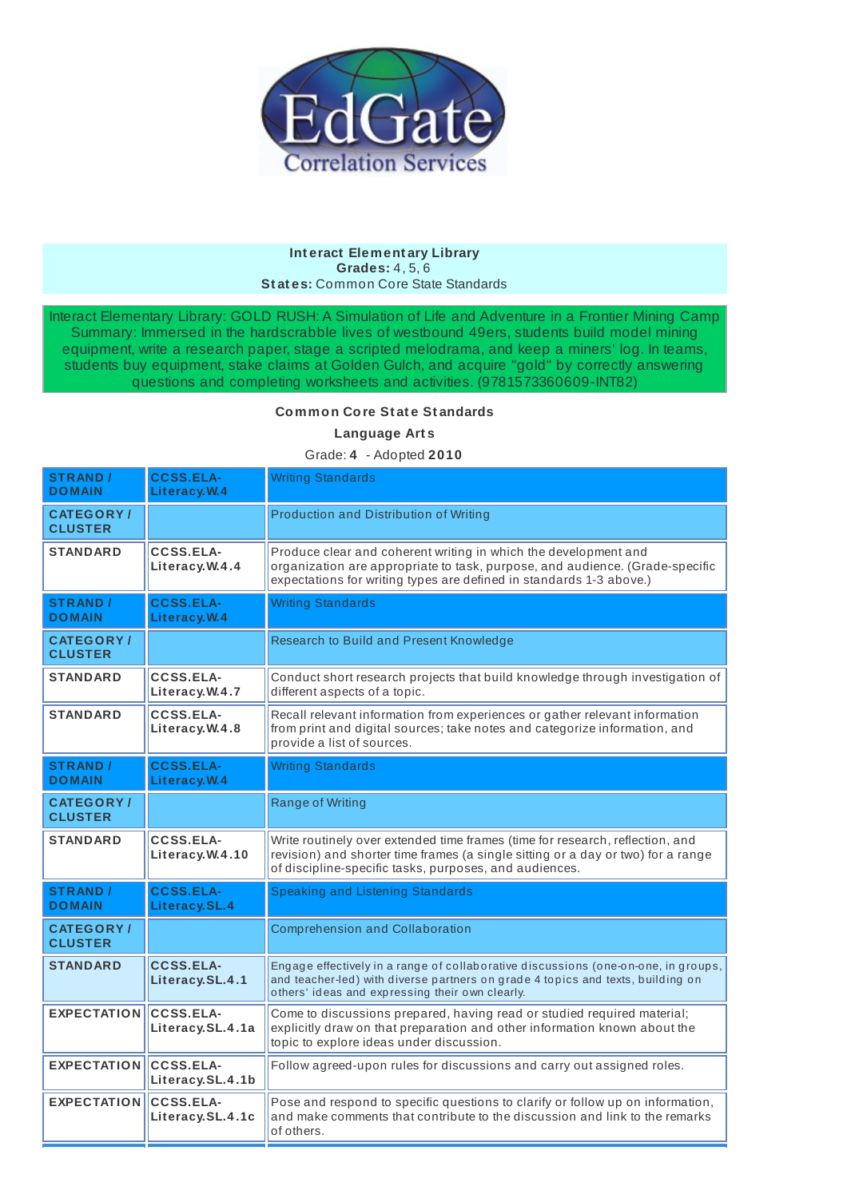EdGate Correlation Services

**Interact Elementary Library**
**Grades:** 4, 5, 6
**States:** Common Core State Standards

Interact Elementary Library: GOLD RUSH: A Simulation of Life and Adventure in a Frontier Mining Camp
Summary: Immersed in the hardscrabble lives of westbound 49ers, students build model mining equipment, write a research paper, stage a scripted melodrama, and keep a miners' log. In teams, students buy equipment, stake claims at Golden Gulch, and acquire "gold" by correctly answering questions and completing worksheets and activities. (9781573360609-INT82)

**Common Core State Standards**

**Language Arts**

Grade: **4** - Adopted **2010**

| | | |
|---|---|---|
| **STRAND / DOMAIN** | **CCSS.ELA-Literacy.W.4** | Writing Standards |
| **CATEGORY / CLUSTER** | | Production and Distribution of Writing |
| **STANDARD** | **CCSS.ELA-Literacy.W.4.4** | Produce clear and coherent writing in which the development and organization are appropriate to task, purpose, and audience. (Grade-specific expectations for writing types are defined in standards 1-3 above.) |
| **STRAND / DOMAIN** | **CCSS.ELA-Literacy.W.4** | Writing Standards |
| **CATEGORY / CLUSTER** | | Research to Build and Present Knowledge |
| **STANDARD** | **CCSS.ELA-Literacy.W.4.7** | Conduct short research projects that build knowledge through investigation of different aspects of a topic. |
| **STANDARD** | **CCSS.ELA-Literacy.W.4.8** | Recall relevant information from experiences or gather relevant information from print and digital sources; take notes and categorize information, and provide a list of sources. |
| **STRAND / DOMAIN** | **CCSS.ELA-Literacy.W.4** | Writing Standards |
| **CATEGORY / CLUSTER** | | Range of Writing |
| **STANDARD** | **CCSS.ELA-Literacy.W.4.10** | Write routinely over extended time frames (time for research, reflection, and revision) and shorter time frames (a single sitting or a day or two) for a range of discipline-specific tasks, purposes, and audiences. |
| **STRAND / DOMAIN** | **CCSS.ELA-Literacy.SL.4** | Speaking and Listening Standards |
| **CATEGORY / CLUSTER** | | Comprehension and Collaboration |
| **STANDARD** | **CCSS.ELA-Literacy.SL.4.1** | Engage effectively in a range of collaborative discussions (one-on-one, in groups, and teacher-led) with diverse partners on grade 4 topics and texts, building on others' ideas and expressing their own clearly. |
| **EXPECTATION** | **CCSS.ELA-Literacy.SL.4.1a** | Come to discussions prepared, having read or studied required material; explicitly draw on that preparation and other information known about the topic to explore ideas under discussion. |
| **EXPECTATION** | **CCSS.ELA-Literacy.SL.4.1b** | Follow agreed-upon rules for discussions and carry out assigned roles. |
| **EXPECTATION** | **CCSS.ELA-Literacy.SL.4.1c** | Pose and respond to specific questions to clarify or follow up on information, and make comments that contribute to the discussion and link to the remarks of others. |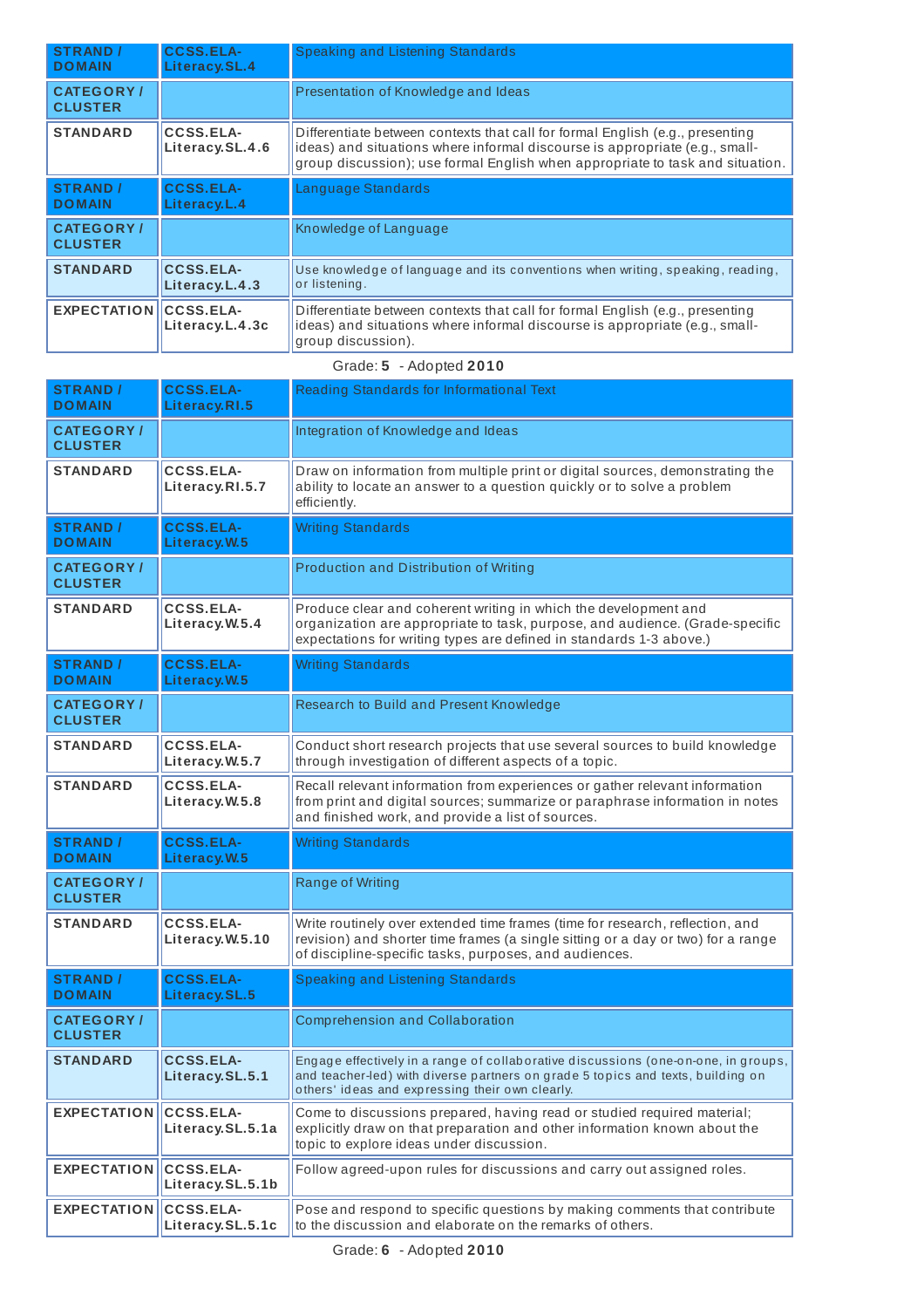| | | |
|---|---|---|
| STRAND / DOMAIN | CCSS.ELA-Literacy.SL.4 | Speaking and Listening Standards |
| CATEGORY / CLUSTER | | Presentation of Knowledge and Ideas |
| STANDARD | CCSS.ELA-Literacy.SL.4.6 | Differentiate between contexts that call for formal English (e.g., presenting ideas) and situations where informal discourse is appropriate (e.g., small-group discussion); use formal English when appropriate to task and situation. |
| STRAND / DOMAIN | CCSS.ELA-Literacy.L.4 | Language Standards |
| CATEGORY / CLUSTER | | Knowledge of Language |
| STANDARD | CCSS.ELA-Literacy.L.4.3 | Use knowledge of language and its conventions when writing, speaking, reading, or listening. |
| EXPECTATION | CCSS.ELA-Literacy.L.4.3c | Differentiate between contexts that call for formal English (e.g., presenting ideas) and situations where informal discourse is appropriate (e.g., small-group discussion). |

Grade: **5** - Adopted **2010**

| | | |
|---|---|---|
| STRAND / DOMAIN | CCSS.ELA-Literacy.RI.5 | Reading Standards for Informational Text |
| CATEGORY / CLUSTER | | Integration of Knowledge and Ideas |
| STANDARD | CCSS.ELA-Literacy.RI.5.7 | Draw on information from multiple print or digital sources, demonstrating the ability to locate an answer to a question quickly or to solve a problem efficiently. |
| STRAND / DOMAIN | CCSS.ELA-Literacy.W.5 | Writing Standards |
| CATEGORY / CLUSTER | | Production and Distribution of Writing |
| STANDARD | CCSS.ELA-Literacy.W.5.4 | Produce clear and coherent writing in which the development and organization are appropriate to task, purpose, and audience. (Grade-specific expectations for writing types are defined in standards 1-3 above.) |
| STRAND / DOMAIN | CCSS.ELA-Literacy.W.5 | Writing Standards |
| CATEGORY / CLUSTER | | Research to Build and Present Knowledge |
| STANDARD | CCSS.ELA-Literacy.W.5.7 | Conduct short research projects that use several sources to build knowledge through investigation of different aspects of a topic. |
| STANDARD | CCSS.ELA-Literacy.W.5.8 | Recall relevant information from experiences or gather relevant information from print and digital sources; summarize or paraphrase information in notes and finished work, and provide a list of sources. |
| STRAND / DOMAIN | CCSS.ELA-Literacy.W.5 | Writing Standards |
| CATEGORY / CLUSTER | | Range of Writing |
| STANDARD | CCSS.ELA-Literacy.W.5.10 | Write routinely over extended time frames (time for research, reflection, and revision) and shorter time frames (a single sitting or a day or two) for a range of discipline-specific tasks, purposes, and audiences. |
| STRAND / DOMAIN | CCSS.ELA-Literacy.SL.5 | Speaking and Listening Standards |
| CATEGORY / CLUSTER | | Comprehension and Collaboration |
| STANDARD | CCSS.ELA-Literacy.SL.5.1 | Engage effectively in a range of collaborative discussions (one-on-one, in groups, and teacher-led) with diverse partners on grade 5 topics and texts, building on others' ideas and expressing their own clearly. |
| EXPECTATION | CCSS.ELA-Literacy.SL.5.1a | Come to discussions prepared, having read or studied required material; explicitly draw on that preparation and other information known about the topic to explore ideas under discussion. |
| EXPECTATION | CCSS.ELA-Literacy.SL.5.1b | Follow agreed-upon rules for discussions and carry out assigned roles. |
| EXPECTATION | CCSS.ELA-Literacy.SL.5.1c | Pose and respond to specific questions by making comments that contribute to the discussion and elaborate on the remarks of others. |

Grade: **6** - Adopted **2010**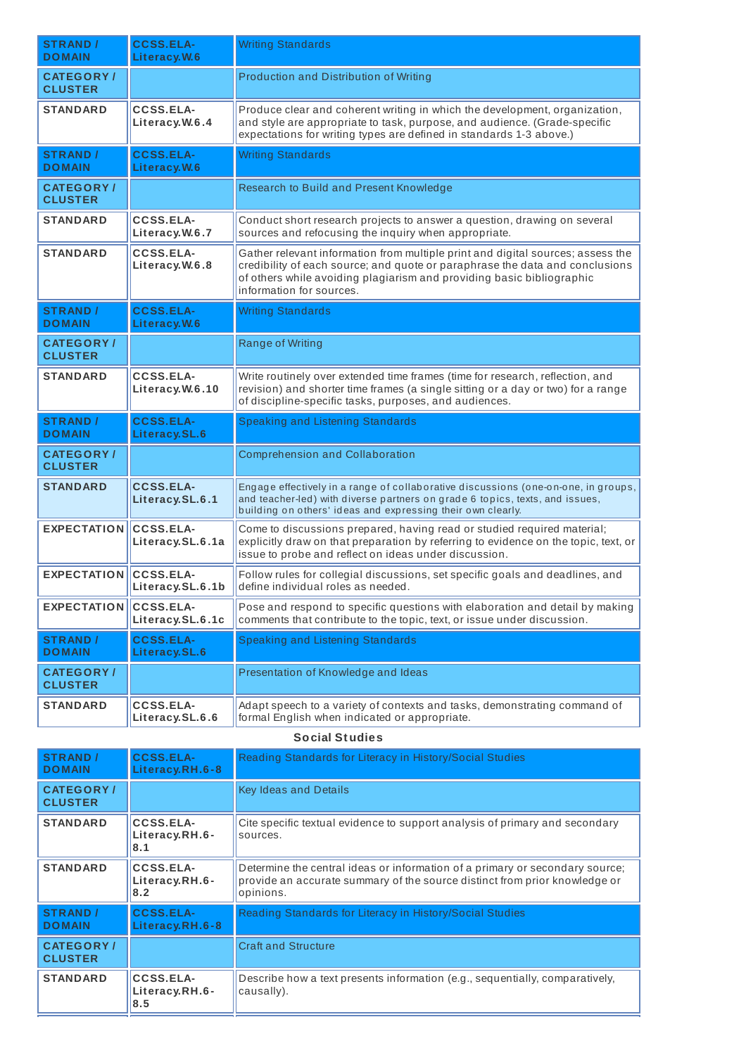| | | |
|---|---|---|
| STRAND / DOMAIN | CCSS.ELA-Literacy.W.6 | Writing Standards |
| CATEGORY / CLUSTER | | Production and Distribution of Writing |
| STANDARD | CCSS.ELA-Literacy.W.6.4 | Produce clear and coherent writing in which the development, organization, and style are appropriate to task, purpose, and audience. (Grade-specific expectations for writing types are defined in standards 1-3 above.) |
| STRAND / DOMAIN | CCSS.ELA-Literacy.W.6 | Writing Standards |
| CATEGORY / CLUSTER | | Research to Build and Present Knowledge |
| STANDARD | CCSS.ELA-Literacy.W.6.7 | Conduct short research projects to answer a question, drawing on several sources and refocusing the inquiry when appropriate. |
| STANDARD | CCSS.ELA-Literacy.W.6.8 | Gather relevant information from multiple print and digital sources; assess the credibility of each source; and quote or paraphrase the data and conclusions of others while avoiding plagiarism and providing basic bibliographic information for sources. |
| STRAND / DOMAIN | CCSS.ELA-Literacy.W.6 | Writing Standards |
| CATEGORY / CLUSTER | | Range of Writing |
| STANDARD | CCSS.ELA-Literacy.W.6.10 | Write routinely over extended time frames (time for research, reflection, and revision) and shorter time frames (a single sitting or a day or two) for a range of discipline-specific tasks, purposes, and audiences. |
| STRAND / DOMAIN | CCSS.ELA-Literacy.SL.6 | Speaking and Listening Standards |
| CATEGORY / CLUSTER | | Comprehension and Collaboration |
| STANDARD | CCSS.ELA-Literacy.SL.6.1 | Engage effectively in a range of collaborative discussions (one-on-one, in groups, and teacher-led) with diverse partners on grade 6 topics, texts, and issues, building on others' ideas and expressing their own clearly. |
| EXPECTATION | CCSS.ELA-Literacy.SL.6.1a | Come to discussions prepared, having read or studied required material; explicitly draw on that preparation by referring to evidence on the topic, text, or issue to probe and reflect on ideas under discussion. |
| EXPECTATION | CCSS.ELA-Literacy.SL.6.1b | Follow rules for collegial discussions, set specific goals and deadlines, and define individual roles as needed. |
| EXPECTATION | CCSS.ELA-Literacy.SL.6.1c | Pose and respond to specific questions with elaboration and detail by making comments that contribute to the topic, text, or issue under discussion. |
| STRAND / DOMAIN | CCSS.ELA-Literacy.SL.6 | Speaking and Listening Standards |
| CATEGORY / CLUSTER | | Presentation of Knowledge and Ideas |
| STANDARD | CCSS.ELA-Literacy.SL.6.6 | Adapt speech to a variety of contexts and tasks, demonstrating command of formal English when indicated or appropriate. |

**Social Studies**

| | | |
|---|---|---|
| STRAND / DOMAIN | CCSS.ELA-Literacy.RH.6-8 | Reading Standards for Literacy in History/Social Studies |
| CATEGORY / CLUSTER | | Key Ideas and Details |
| STANDARD | CCSS.ELA-Literacy.RH.6-8.1 | Cite specific textual evidence to support analysis of primary and secondary sources. |
| STANDARD | CCSS.ELA-Literacy.RH.6-8.2 | Determine the central ideas or information of a primary or secondary source; provide an accurate summary of the source distinct from prior knowledge or opinions. |
| STRAND / DOMAIN | CCSS.ELA-Literacy.RH.6-8 | Reading Standards for Literacy in History/Social Studies |
| CATEGORY / CLUSTER | | Craft and Structure |
| STANDARD | CCSS.ELA-Literacy.RH.6-8.5 | Describe how a text presents information (e.g., sequentially, comparatively, causally). |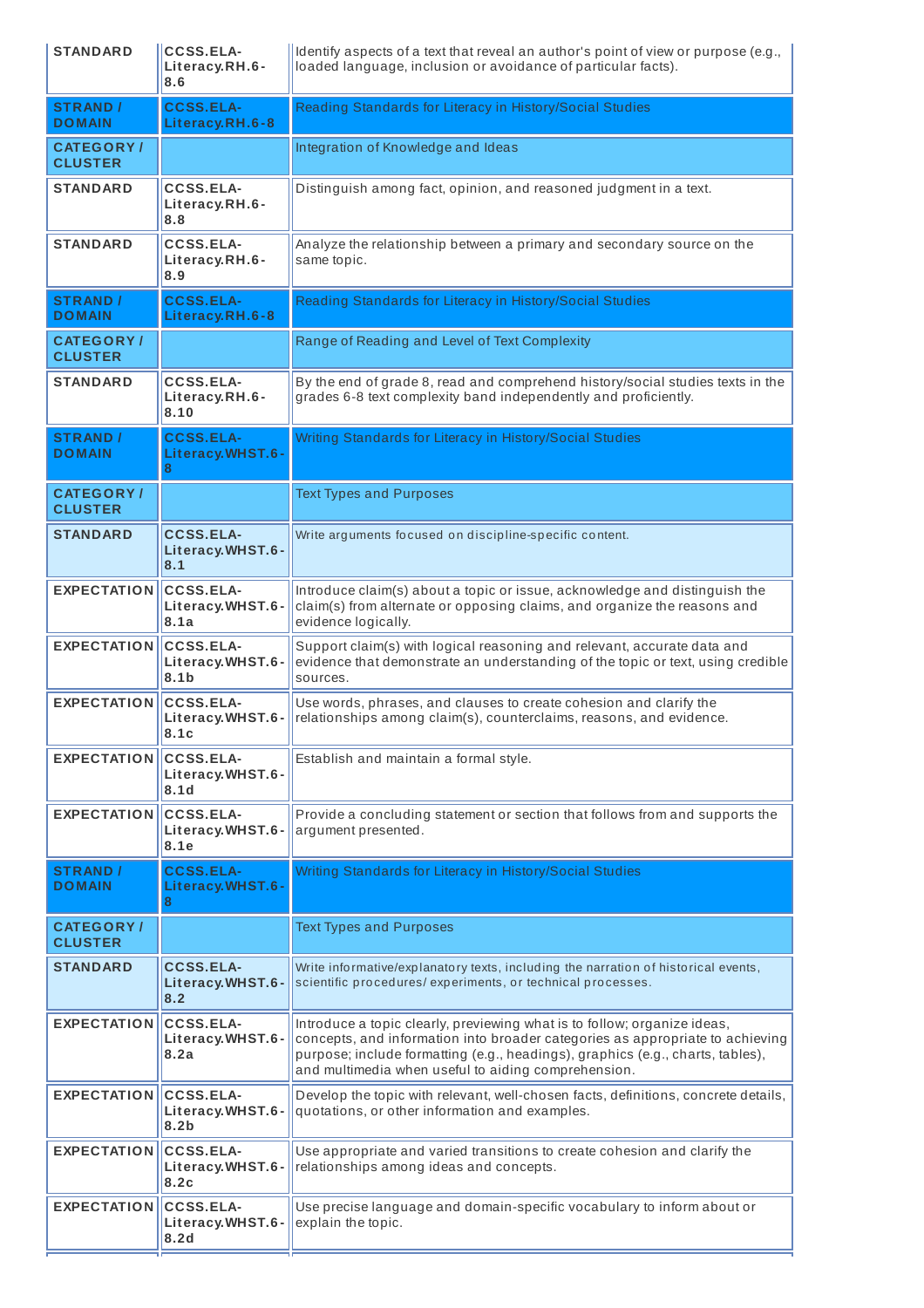| | | |
|---|---|---|
| STANDARD | CCSS.ELA-Literacy.RH.6-8.6 | Identify aspects of a text that reveal an author's point of view or purpose (e.g., loaded language, inclusion or avoidance of particular facts). |
| STRAND / DOMAIN | CCSS.ELA-Literacy.RH.6-8 | Reading Standards for Literacy in History/Social Studies |
| CATEGORY / CLUSTER | | Integration of Knowledge and Ideas |
| STANDARD | CCSS.ELA-Literacy.RH.6-8.8 | Distinguish among fact, opinion, and reasoned judgment in a text. |
| STANDARD | CCSS.ELA-Literacy.RH.6-8.9 | Analyze the relationship between a primary and secondary source on the same topic. |
| STRAND / DOMAIN | CCSS.ELA-Literacy.RH.6-8 | Reading Standards for Literacy in History/Social Studies |
| CATEGORY / CLUSTER | | Range of Reading and Level of Text Complexity |
| STANDARD | CCSS.ELA-Literacy.RH.6-8.10 | By the end of grade 8, read and comprehend history/social studies texts in the grades 6-8 text complexity band independently and proficiently. |
| STRAND / DOMAIN | CCSS.ELA-Literacy.WHST.6-8 | Writing Standards for Literacy in History/Social Studies |
| CATEGORY / CLUSTER | | Text Types and Purposes |
| STANDARD | CCSS.ELA-Literacy.WHST.6-8.1 | Write arguments focused on discipline-specific content. |
| EXPECTATION | CCSS.ELA-Literacy.WHST.6-8.1a | Introduce claim(s) about a topic or issue, acknowledge and distinguish the claim(s) from alternate or opposing claims, and organize the reasons and evidence logically. |
| EXPECTATION | CCSS.ELA-Literacy.WHST.6-8.1b | Support claim(s) with logical reasoning and relevant, accurate data and evidence that demonstrate an understanding of the topic or text, using credible sources. |
| EXPECTATION | CCSS.ELA-Literacy.WHST.6-8.1c | Use words, phrases, and clauses to create cohesion and clarify the relationships among claim(s), counterclaims, reasons, and evidence. |
| EXPECTATION | CCSS.ELA-Literacy.WHST.6-8.1d | Establish and maintain a formal style. |
| EXPECTATION | CCSS.ELA-Literacy.WHST.6-8.1e | Provide a concluding statement or section that follows from and supports the argument presented. |
| STRAND / DOMAIN | CCSS.ELA-Literacy.WHST.6-8 | Writing Standards for Literacy in History/Social Studies |
| CATEGORY / CLUSTER | | Text Types and Purposes |
| STANDARD | CCSS.ELA-Literacy.WHST.6-8.2 | Write informative/explanatory texts, including the narration of historical events, scientific procedures/ experiments, or technical processes. |
| EXPECTATION | CCSS.ELA-Literacy.WHST.6-8.2a | Introduce a topic clearly, previewing what is to follow; organize ideas, concepts, and information into broader categories as appropriate to achieving purpose; include formatting (e.g., headings), graphics (e.g., charts, tables), and multimedia when useful to aiding comprehension. |
| EXPECTATION | CCSS.ELA-Literacy.WHST.6-8.2b | Develop the topic with relevant, well-chosen facts, definitions, concrete details, quotations, or other information and examples. |
| EXPECTATION | CCSS.ELA-Literacy.WHST.6-8.2c | Use appropriate and varied transitions to create cohesion and clarify the relationships among ideas and concepts. |
| EXPECTATION | CCSS.ELA-Literacy.WHST.6-8.2d | Use precise language and domain-specific vocabulary to inform about or explain the topic. |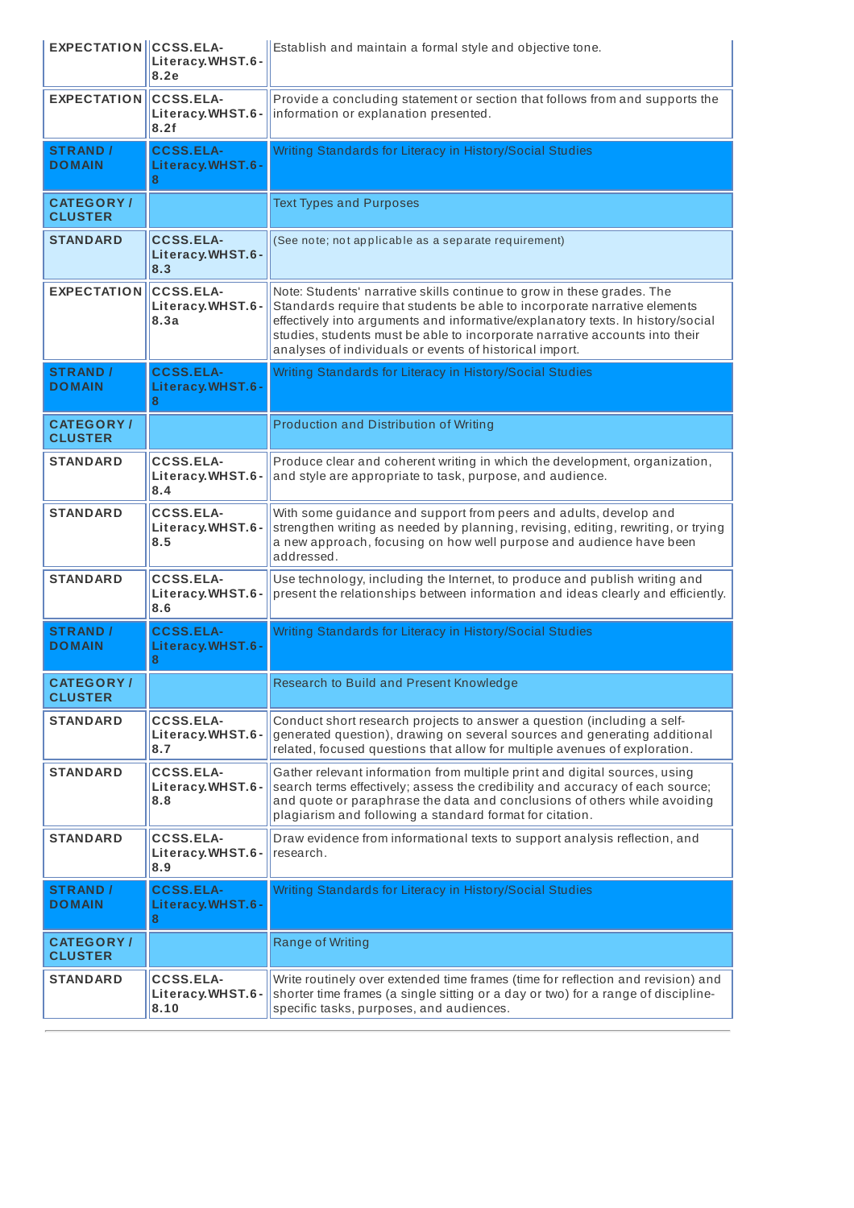| | | |
|---|---|---|
| EXPECTATION | CCSS.ELA-Literacy.WHST.6-8.2e | Establish and maintain a formal style and objective tone. |
| EXPECTATION | CCSS.ELA-Literacy.WHST.6-8.2f | Provide a concluding statement or section that follows from and supports the information or explanation presented. |
| STRAND / DOMAIN | CCSS.ELA-Literacy.WHST.6-8 | Writing Standards for Literacy in History/Social Studies |
| CATEGORY / CLUSTER | | Text Types and Purposes |
| STANDARD | CCSS.ELA-Literacy.WHST.6-8.3 | (See note; not applicable as a separate requirement) |
| EXPECTATION | CCSS.ELA-Literacy.WHST.6-8.3a | Note: Students' narrative skills continue to grow in these grades. The Standards require that students be able to incorporate narrative elements effectively into arguments and informative/explanatory texts. In history/social studies, students must be able to incorporate narrative accounts into their analyses of individuals or events of historical import. |
| STRAND / DOMAIN | CCSS.ELA-Literacy.WHST.6-8 | Writing Standards for Literacy in History/Social Studies |
| CATEGORY / CLUSTER | | Production and Distribution of Writing |
| STANDARD | CCSS.ELA-Literacy.WHST.6-8.4 | Produce clear and coherent writing in which the development, organization, and style are appropriate to task, purpose, and audience. |
| STANDARD | CCSS.ELA-Literacy.WHST.6-8.5 | With some guidance and support from peers and adults, develop and strengthen writing as needed by planning, revising, editing, rewriting, or trying a new approach, focusing on how well purpose and audience have been addressed. |
| STANDARD | CCSS.ELA-Literacy.WHST.6-8.6 | Use technology, including the Internet, to produce and publish writing and present the relationships between information and ideas clearly and efficiently. |
| STRAND / DOMAIN | CCSS.ELA-Literacy.WHST.6-8 | Writing Standards for Literacy in History/Social Studies |
| CATEGORY / CLUSTER | | Research to Build and Present Knowledge |
| STANDARD | CCSS.ELA-Literacy.WHST.6-8.7 | Conduct short research projects to answer a question (including a self-generated question), drawing on several sources and generating additional related, focused questions that allow for multiple avenues of exploration. |
| STANDARD | CCSS.ELA-Literacy.WHST.6-8.8 | Gather relevant information from multiple print and digital sources, using search terms effectively; assess the credibility and accuracy of each source; and quote or paraphrase the data and conclusions of others while avoiding plagiarism and following a standard format for citation. |
| STANDARD | CCSS.ELA-Literacy.WHST.6-8.9 | Draw evidence from informational texts to support analysis reflection, and research. |
| STRAND / DOMAIN | CCSS.ELA-Literacy.WHST.6-8 | Writing Standards for Literacy in History/Social Studies |
| CATEGORY / CLUSTER | | Range of Writing |
| STANDARD | CCSS.ELA-Literacy.WHST.6-8.10 | Write routinely over extended time frames (time for reflection and revision) and shorter time frames (a single sitting or a day or two) for a range of discipline-specific tasks, purposes, and audiences. |